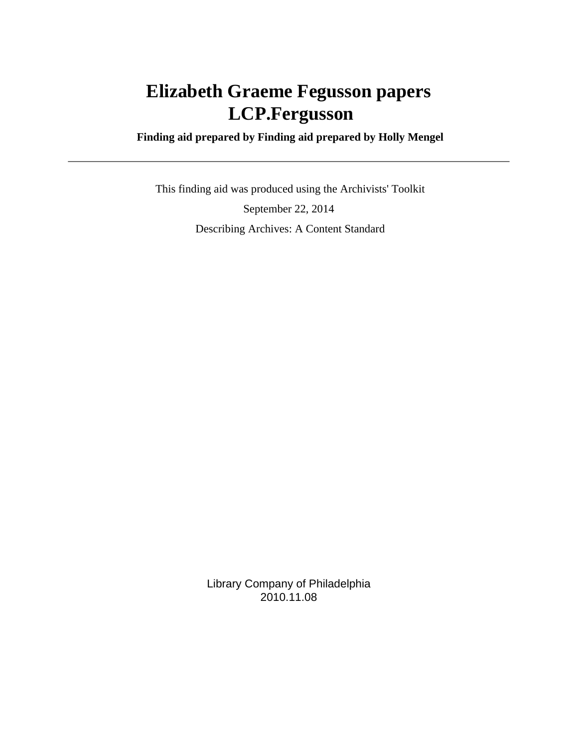# Elizabeth Graeme Fegusson papers LCP.Fergusson

**Finding aid prepared by Finding aid prepared by Holly Mengel**

---

This finding aid was produced using the Archivists' Toolkit

September 22, 2014

Describing Archives: A Content Standard

Library Company of Philadelphia
2010.11.08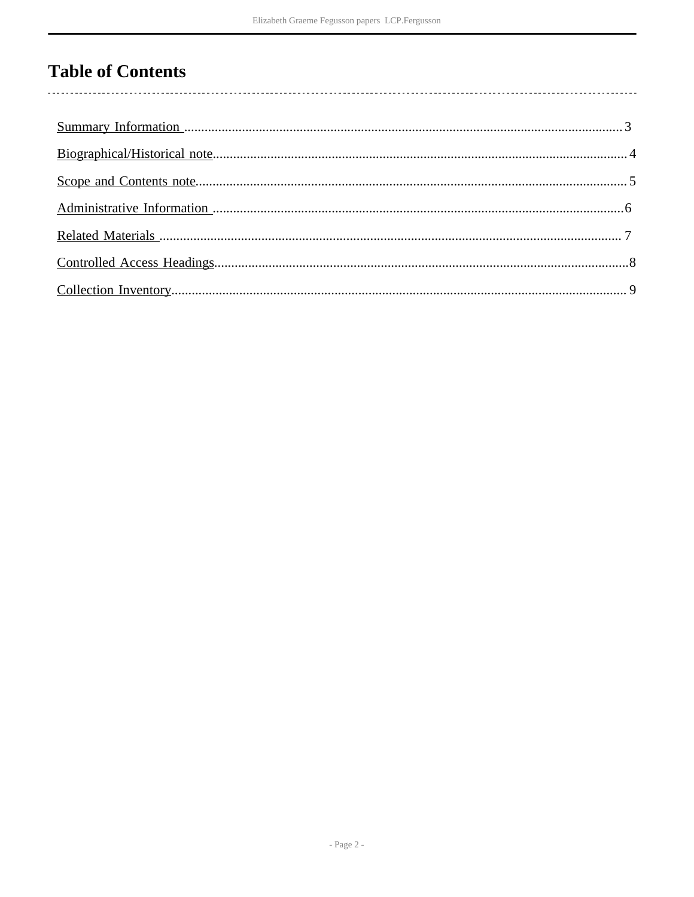# Table of Contents

Summary Information .......... 3

Biographical/Historical note .......... 4

Scope and Contents note .......... 5

Administrative Information .......... 6

Related Materials .......... 7

Controlled Access Headings .......... 8

Collection Inventory .......... 9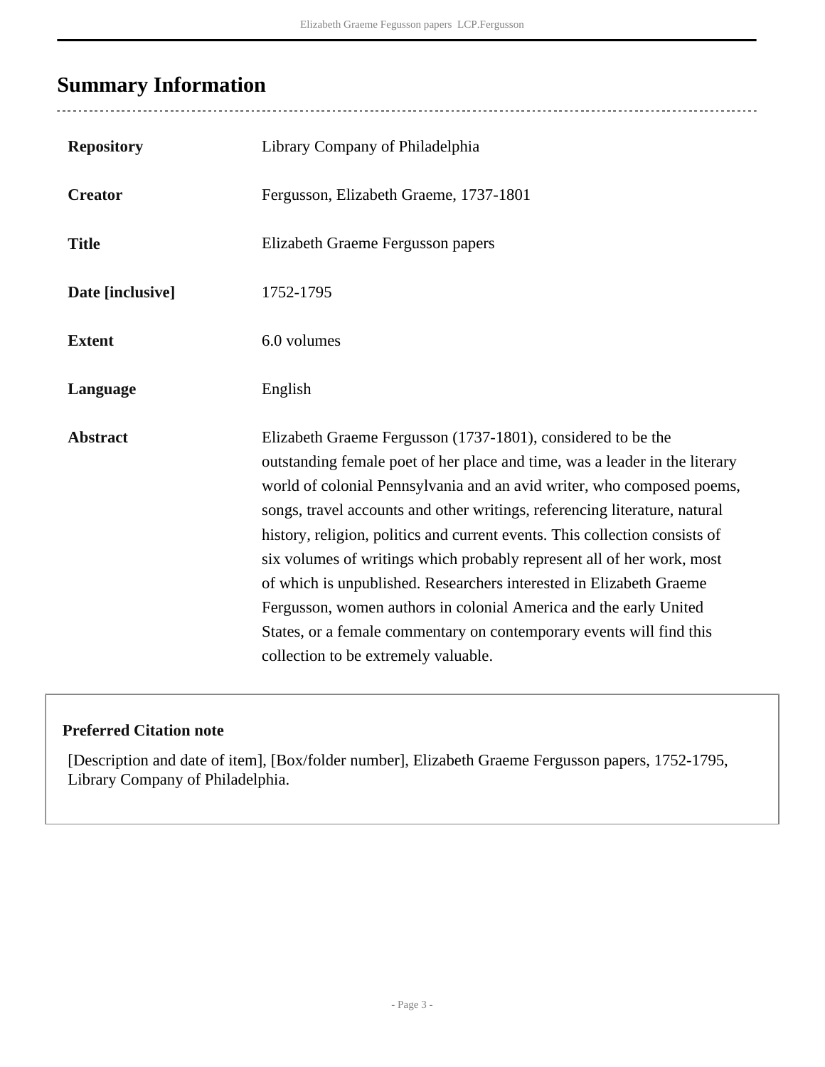## Summary Information

| | |
|---|---|
| **Repository** | Library Company of Philadelphia |
| **Creator** | Fergusson, Elizabeth Graeme, 1737-1801 |
| **Title** | Elizabeth Graeme Fergusson papers |
| **Date [inclusive]** | 1752-1795 |
| **Extent** | 6.0 volumes |
| **Language** | English |
| **Abstract** | Elizabeth Graeme Fergusson (1737-1801), considered to be the outstanding female poet of her place and time, was a leader in the literary world of colonial Pennsylvania and an avid writer, who composed poems, songs, travel accounts and other writings, referencing literature, natural history, religion, politics and current events. This collection consists of six volumes of writings which probably represent all of her work, most of which is unpublished. Researchers interested in Elizabeth Graeme Fergusson, women authors in colonial America and the early United States, or a female commentary on contemporary events will find this collection to be extremely valuable. |

**Preferred Citation note**

[Description and date of item], [Box/folder number], Elizabeth Graeme Fergusson papers, 1752-1795, Library Company of Philadelphia.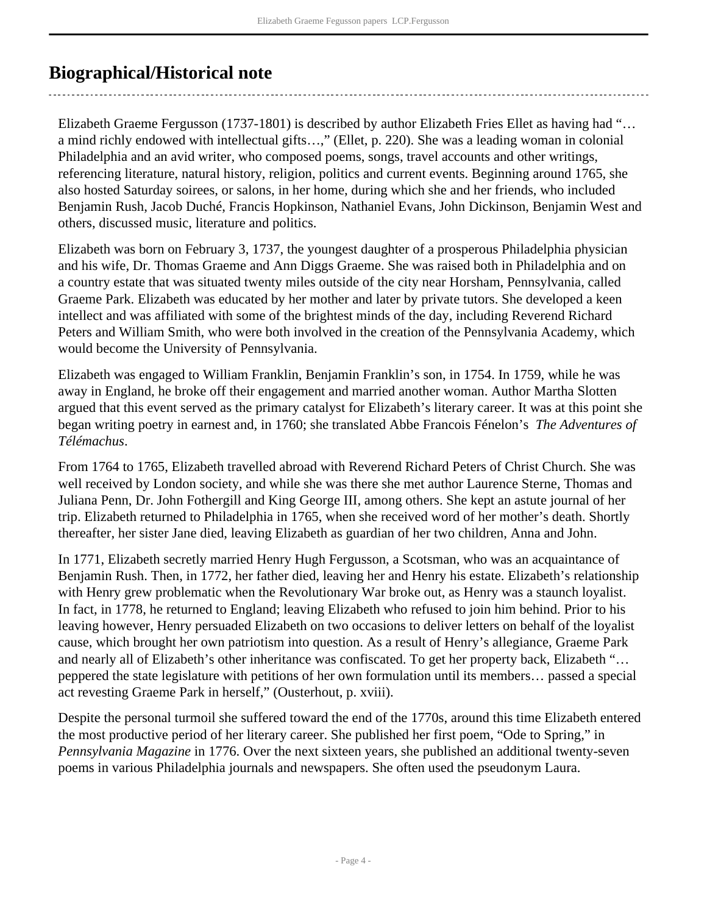## Biographical/Historical note

Elizabeth Graeme Fergusson (1737-1801) is described by author Elizabeth Fries Ellet as having had "… a mind richly endowed with intellectual gifts…," (Ellet, p. 220). She was a leading woman in colonial Philadelphia and an avid writer, who composed poems, songs, travel accounts and other writings, referencing literature, natural history, religion, politics and current events. Beginning around 1765, she also hosted Saturday soirees, or salons, in her home, during which she and her friends, who included Benjamin Rush, Jacob Duché, Francis Hopkinson, Nathaniel Evans, John Dickinson, Benjamin West and others, discussed music, literature and politics.

Elizabeth was born on February 3, 1737, the youngest daughter of a prosperous Philadelphia physician and his wife, Dr. Thomas Graeme and Ann Diggs Graeme. She was raised both in Philadelphia and on a country estate that was situated twenty miles outside of the city near Horsham, Pennsylvania, called Graeme Park. Elizabeth was educated by her mother and later by private tutors. She developed a keen intellect and was affiliated with some of the brightest minds of the day, including Reverend Richard Peters and William Smith, who were both involved in the creation of the Pennsylvania Academy, which would become the University of Pennsylvania.

Elizabeth was engaged to William Franklin, Benjamin Franklin's son, in 1754. In 1759, while he was away in England, he broke off their engagement and married another woman. Author Martha Slotten argued that this event served as the primary catalyst for Elizabeth's literary career. It was at this point she began writing poetry in earnest and, in 1760; she translated Abbe Francois Fénelon's *The Adventures of Télémachus*.

From 1764 to 1765, Elizabeth travelled abroad with Reverend Richard Peters of Christ Church. She was well received by London society, and while she was there she met author Laurence Sterne, Thomas and Juliana Penn, Dr. John Fothergill and King George III, among others. She kept an astute journal of her trip. Elizabeth returned to Philadelphia in 1765, when she received word of her mother's death. Shortly thereafter, her sister Jane died, leaving Elizabeth as guardian of her two children, Anna and John.

In 1771, Elizabeth secretly married Henry Hugh Fergusson, a Scotsman, who was an acquaintance of Benjamin Rush. Then, in 1772, her father died, leaving her and Henry his estate. Elizabeth's relationship with Henry grew problematic when the Revolutionary War broke out, as Henry was a staunch loyalist. In fact, in 1778, he returned to England; leaving Elizabeth who refused to join him behind. Prior to his leaving however, Henry persuaded Elizabeth on two occasions to deliver letters on behalf of the loyalist cause, which brought her own patriotism into question. As a result of Henry's allegiance, Graeme Park and nearly all of Elizabeth's other inheritance was confiscated. To get her property back, Elizabeth "… peppered the state legislature with petitions of her own formulation until its members… passed a special act revesting Graeme Park in herself," (Ousterhout, p. xviii).

Despite the personal turmoil she suffered toward the end of the 1770s, around this time Elizabeth entered the most productive period of her literary career. She published her first poem, "Ode to Spring," in *Pennsylvania Magazine* in 1776. Over the next sixteen years, she published an additional twenty-seven poems in various Philadelphia journals and newspapers. She often used the pseudonym Laura.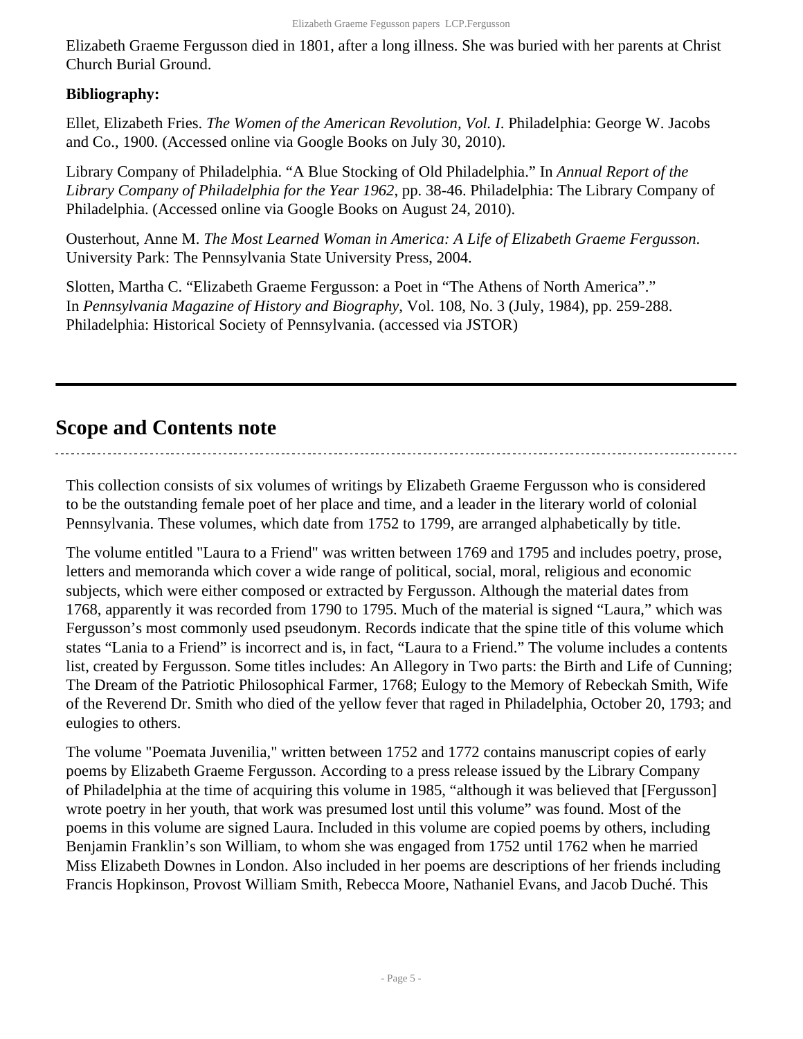Elizabeth Graeme Fergusson died in 1801, after a long illness. She was buried with her parents at Christ Church Burial Ground.

**Bibliography:**

Ellet, Elizabeth Fries. *The Women of the American Revolution, Vol. I*. Philadelphia: George W. Jacobs and Co., 1900. (Accessed online via Google Books on July 30, 2010).

Library Company of Philadelphia. "A Blue Stocking of Old Philadelphia." In *Annual Report of the Library Company of Philadelphia for the Year 1962*, pp. 38-46. Philadelphia: The Library Company of Philadelphia. (Accessed online via Google Books on August 24, 2010).

Ousterhout, Anne M. *The Most Learned Woman in America: A Life of Elizabeth Graeme Fergusson*. University Park: The Pennsylvania State University Press, 2004.

Slotten, Martha C. "Elizabeth Graeme Fergusson: a Poet in "The Athens of North America"." In *Pennsylvania Magazine of History and Biography*, Vol. 108, No. 3 (July, 1984), pp. 259-288. Philadelphia: Historical Society of Pennsylvania. (accessed via JSTOR)

## Scope and Contents note

This collection consists of six volumes of writings by Elizabeth Graeme Fergusson who is considered to be the outstanding female poet of her place and time, and a leader in the literary world of colonial Pennsylvania. These volumes, which date from 1752 to 1799, are arranged alphabetically by title.

The volume entitled "Laura to a Friend" was written between 1769 and 1795 and includes poetry, prose, letters and memoranda which cover a wide range of political, social, moral, religious and economic subjects, which were either composed or extracted by Fergusson. Although the material dates from 1768, apparently it was recorded from 1790 to 1795. Much of the material is signed "Laura," which was Fergusson's most commonly used pseudonym. Records indicate that the spine title of this volume which states "Lania to a Friend" is incorrect and is, in fact, "Laura to a Friend." The volume includes a contents list, created by Fergusson. Some titles includes: An Allegory in Two parts: the Birth and Life of Cunning; The Dream of the Patriotic Philosophical Farmer, 1768; Eulogy to the Memory of Rebeckah Smith, Wife of the Reverend Dr. Smith who died of the yellow fever that raged in Philadelphia, October 20, 1793; and eulogies to others.

The volume "Poemata Juvenilia," written between 1752 and 1772 contains manuscript copies of early poems by Elizabeth Graeme Fergusson. According to a press release issued by the Library Company of Philadelphia at the time of acquiring this volume in 1985, "although it was believed that [Fergusson] wrote poetry in her youth, that work was presumed lost until this volume" was found. Most of the poems in this volume are signed Laura. Included in this volume are copied poems by others, including Benjamin Franklin's son William, to whom she was engaged from 1752 until 1762 when he married Miss Elizabeth Downes in London. Also included in her poems are descriptions of her friends including Francis Hopkinson, Provost William Smith, Rebecca Moore, Nathaniel Evans, and Jacob Duché. This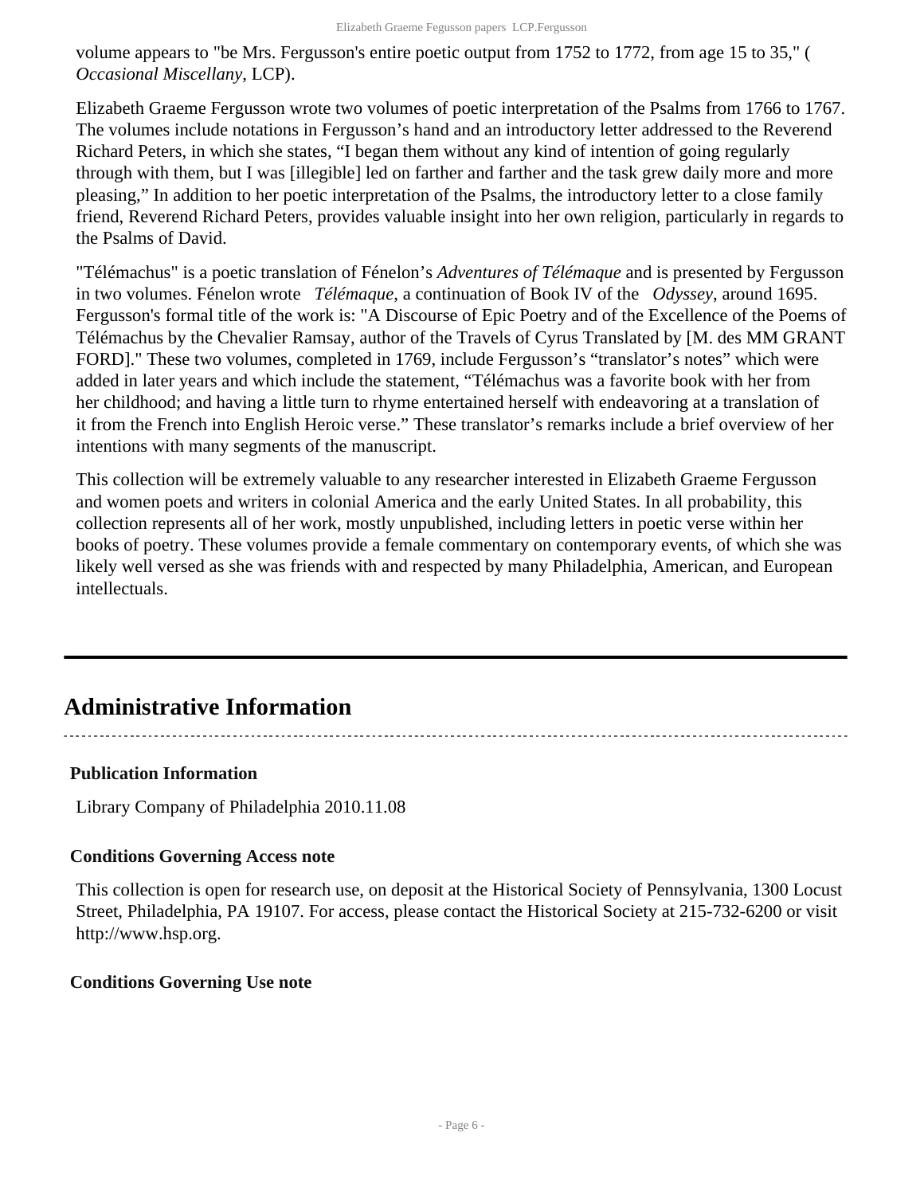volume appears to "be Mrs. Fergusson's entire poetic output from 1752 to 1772, from age 15 to 35," ( *Occasional Miscellany*, LCP).

Elizabeth Graeme Fergusson wrote two volumes of poetic interpretation of the Psalms from 1766 to 1767. The volumes include notations in Fergusson's hand and an introductory letter addressed to the Reverend Richard Peters, in which she states, "I began them without any kind of intention of going regularly through with them, but I was [illegible] led on farther and farther and the task grew daily more and more pleasing," In addition to her poetic interpretation of the Psalms, the introductory letter to a close family friend, Reverend Richard Peters, provides valuable insight into her own religion, particularly in regards to the Psalms of David.

"Télémachus" is a poetic translation of Fénelon's *Adventures of Télémaque* and is presented by Fergusson in two volumes. Fénelon wrote *Télémaque*, a continuation of Book IV of the *Odyssey*, around 1695. Fergusson's formal title of the work is: "A Discourse of Epic Poetry and of the Excellence of the Poems of Télémachus by the Chevalier Ramsay, author of the Travels of Cyrus Translated by [M. des MM GRANT FORD]." These two volumes, completed in 1769, include Fergusson's "translator's notes" which were added in later years and which include the statement, "Télémachus was a favorite book with her from her childhood; and having a little turn to rhyme entertained herself with endeavoring at a translation of it from the French into English Heroic verse." These translator's remarks include a brief overview of her intentions with many segments of the manuscript.

This collection will be extremely valuable to any researcher interested in Elizabeth Graeme Fergusson and women poets and writers in colonial America and the early United States. In all probability, this collection represents all of her work, mostly unpublished, including letters in poetic verse within her books of poetry. These volumes provide a female commentary on contemporary events, of which she was likely well versed as she was friends with and respected by many Philadelphia, American, and European intellectuals.

---

## Administrative Information

### Publication Information

Library Company of Philadelphia 2010.11.08

### Conditions Governing Access note

This collection is open for research use, on deposit at the Historical Society of Pennsylvania, 1300 Locust Street, Philadelphia, PA 19107. For access, please contact the Historical Society at 215-732-6200 or visit http://www.hsp.org.

### Conditions Governing Use note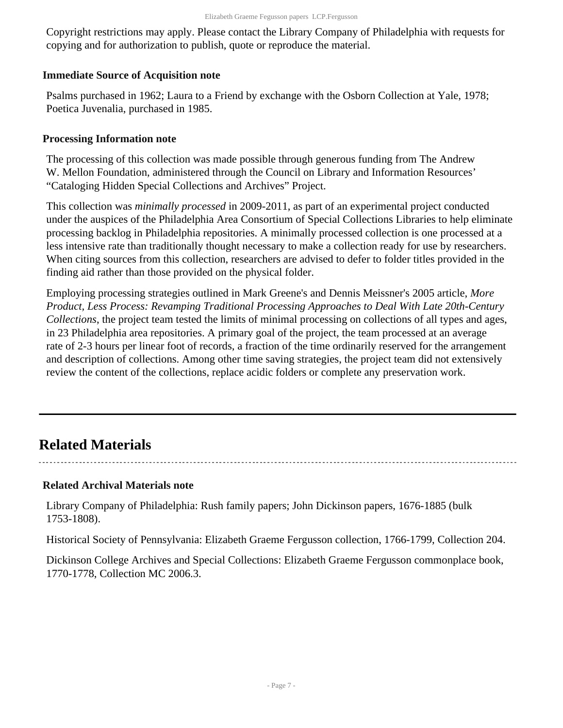Copyright restrictions may apply. Please contact the Library Company of Philadelphia with requests for copying and for authorization to publish, quote or reproduce the material.

### Immediate Source of Acquisition note

Psalms purchased in 1962; Laura to a Friend by exchange with the Osborn Collection at Yale, 1978; Poetica Juvenalia, purchased in 1985.

### Processing Information note

The processing of this collection was made possible through generous funding from The Andrew W. Mellon Foundation, administered through the Council on Library and Information Resources' "Cataloging Hidden Special Collections and Archives" Project.

This collection was *minimally processed* in 2009-2011, as part of an experimental project conducted under the auspices of the Philadelphia Area Consortium of Special Collections Libraries to help eliminate processing backlog in Philadelphia repositories. A minimally processed collection is one processed at a less intensive rate than traditionally thought necessary to make a collection ready for use by researchers. When citing sources from this collection, researchers are advised to defer to folder titles provided in the finding aid rather than those provided on the physical folder.

Employing processing strategies outlined in Mark Greene's and Dennis Meissner's 2005 article, *More Product, Less Process: Revamping Traditional Processing Approaches to Deal With Late 20th-Century Collections*, the project team tested the limits of minimal processing on collections of all types and ages, in 23 Philadelphia area repositories. A primary goal of the project, the team processed at an average rate of 2-3 hours per linear foot of records, a fraction of the time ordinarily reserved for the arrangement and description of collections. Among other time saving strategies, the project team did not extensively review the content of the collections, replace acidic folders or complete any preservation work.

## Related Materials

### Related Archival Materials note

Library Company of Philadelphia: Rush family papers; John Dickinson papers, 1676-1885 (bulk 1753-1808).

Historical Society of Pennsylvania: Elizabeth Graeme Fergusson collection, 1766-1799, Collection 204.

Dickinson College Archives and Special Collections: Elizabeth Graeme Fergusson commonplace book, 1770-1778, Collection MC 2006.3.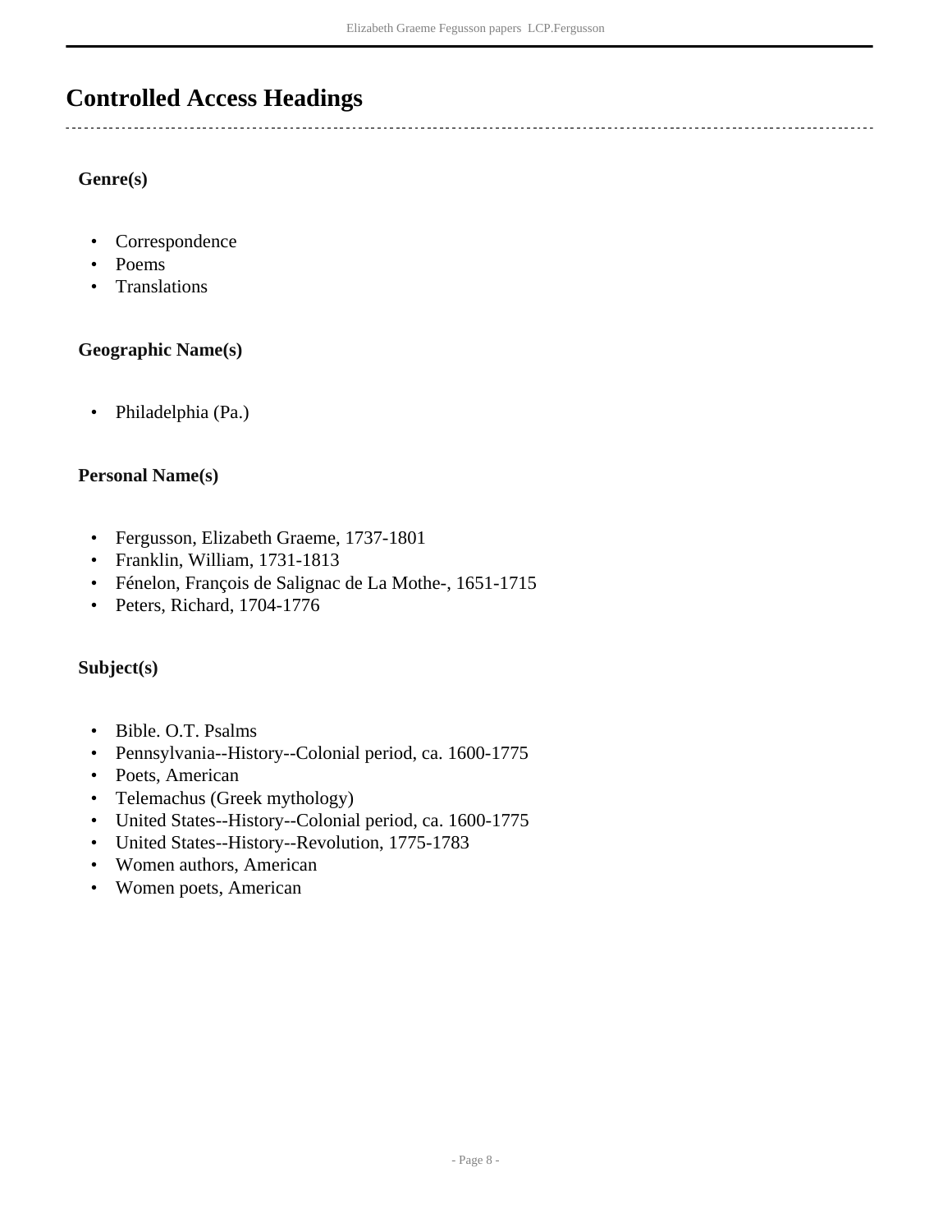## Controlled Access Headings

### Genre(s)

- Correspondence
- Poems
- Translations

### Geographic Name(s)

- Philadelphia (Pa.)

### Personal Name(s)

- Fergusson, Elizabeth Graeme, 1737-1801
- Franklin, William, 1731-1813
- Fénelon, François de Salignac de La Mothe-, 1651-1715
- Peters, Richard, 1704-1776

### Subject(s)

- Bible. O.T. Psalms
- Pennsylvania--History--Colonial period, ca. 1600-1775
- Poets, American
- Telemachus (Greek mythology)
- United States--History--Colonial period, ca. 1600-1775
- United States--History--Revolution, 1775-1783
- Women authors, American
- Women poets, American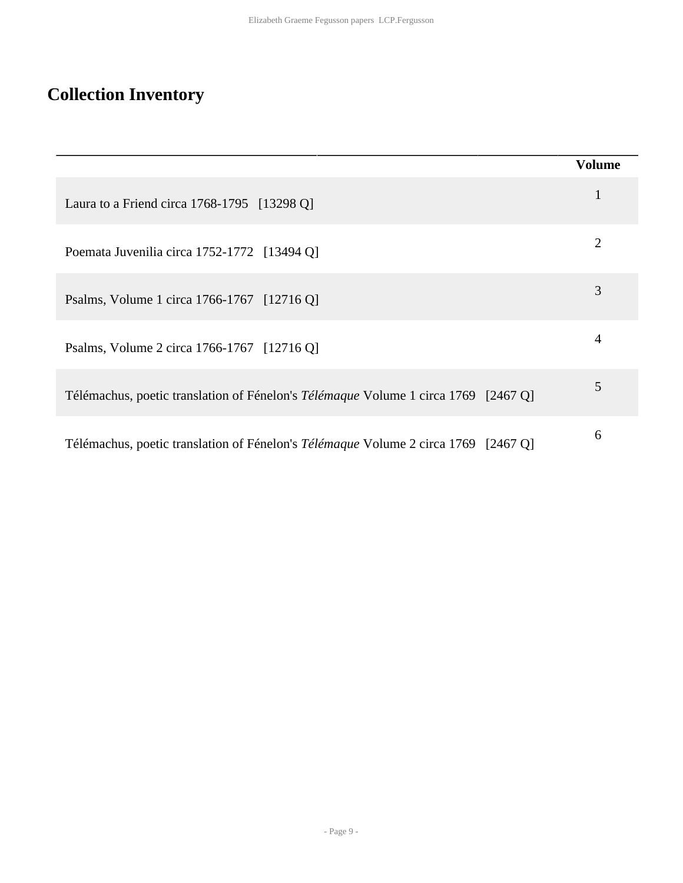# Collection Inventory

| | Volume |
| --- | --- |
| Laura to a Friend circa 1768-1795 [13298 Q] | 1 |
| Poemata Juvenilia circa 1752-1772 [13494 Q] | 2 |
| Psalms, Volume 1 circa 1766-1767 [12716 Q] | 3 |
| Psalms, Volume 2 circa 1766-1767 [12716 Q] | 4 |
| Télémachus, poetic translation of Fénelon's *Télémaque* Volume 1 circa 1769 [2467 Q] | 5 |
| Télémachus, poetic translation of Fénelon's *Télémaque* Volume 2 circa 1769 [2467 Q] | 6 |